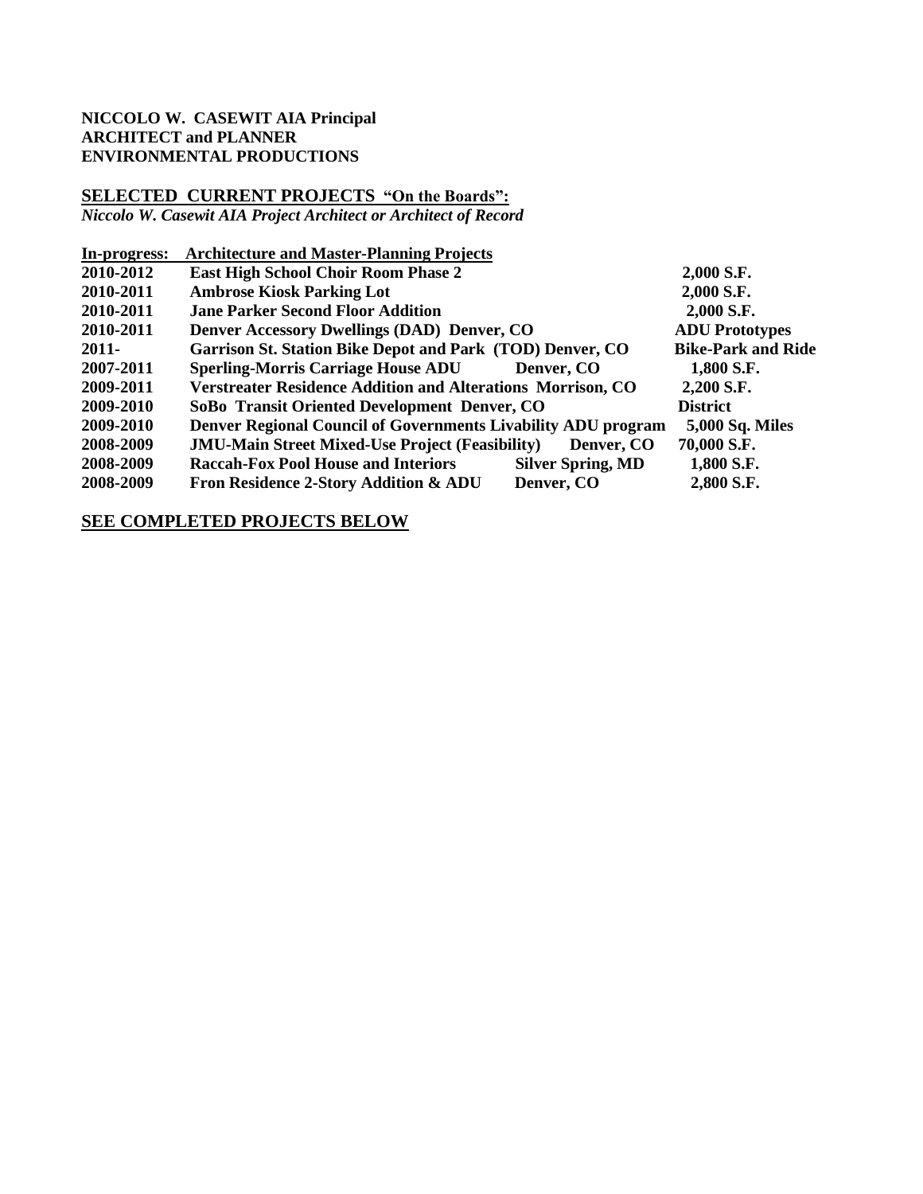**NICCOLO W. CASEWIT AIA Principal**
**ARCHITECT and PLANNER**
**ENVIRONMENTAL PRODUCTIONS**

## SELECTED CURRENT PROJECTS "On the Boards":

*Niccolo W. Casewit AIA Project Architect or Architect of Record*

| **In-progress:** | **Architecture and Master-Planning Projects** | | |
|---|---|---|---|
| **2010-2012** | **East High School Choir Room Phase 2** | | **2,000 S.F.** |
| **2010-2011** | **Ambrose Kiosk Parking Lot** | | **2,000 S.F.** |
| **2010-2011** | **Jane Parker Second Floor Addition** | | **2,000 S.F.** |
| **2010-2011** | **Denver Accessory Dwellings (DAD) Denver, CO** | | **ADU Prototypes** |
| **2011-** | **Garrison St. Station Bike Depot and Park (TOD) Denver, CO** | | **Bike-Park and Ride** |
| **2007-2011** | **Sperling-Morris Carriage House ADU** | **Denver, CO** | **1,800 S.F.** |
| **2009-2011** | **Verstreater Residence Addition and Alterations Morrison, CO** | | **2,200 S.F.** |
| **2009-2010** | **SoBo Transit Oriented Development Denver, CO** | | **District** |
| **2009-2010** | **Denver Regional Council of Governments Livability ADU program** | | **5,000 Sq. Miles** |
| **2008-2009** | **JMU-Main Street Mixed-Use Project (Feasibility)** | **Denver, CO** | **70,000 S.F.** |
| **2008-2009** | **Raccah-Fox Pool House and Interiors** | **Silver Spring, MD** | **1,800 S.F.** |
| **2008-2009** | **Fron Residence 2-Story Addition & ADU** | **Denver, CO** | **2,800 S.F.** |

**SEE COMPLETED PROJECTS BELOW**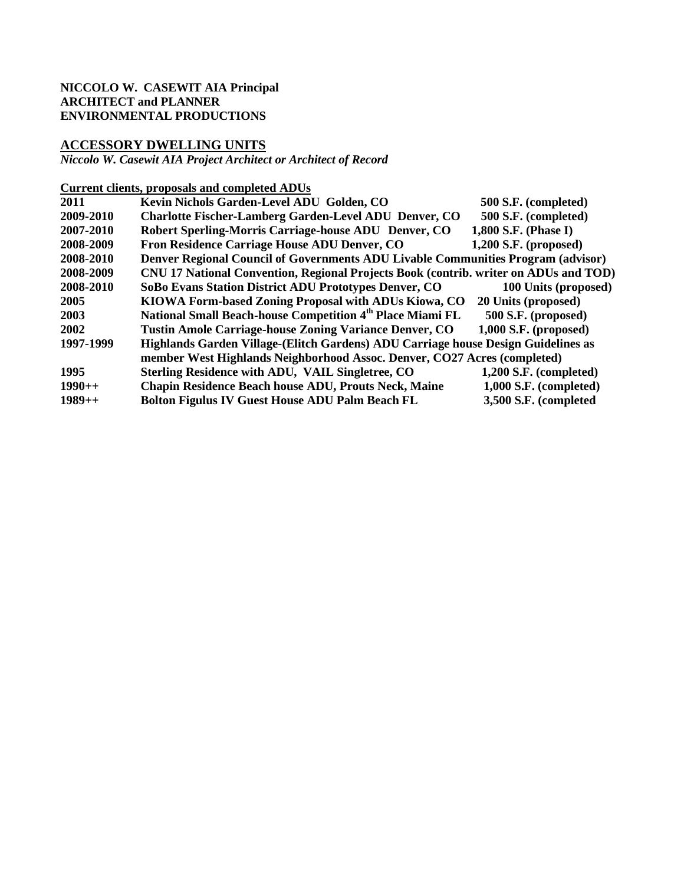**NICCOLO W. CASEWIT AIA Principal**
**ARCHITECT and PLANNER**
**ENVIRONMENTAL PRODUCTIONS**

## ACCESSORY DWELLING UNITS

*Niccolo W. Casewit AIA Project Architect or Architect of Record*

**Current clients, proposals and completed ADUs**

| | | |
|---|---|---|
| **2011** | **Kevin Nichols Garden-Level ADU Golden, CO** | **500 S.F. (completed)** |
| **2009-2010** | **Charlotte Fischer-Lamberg Garden-Level ADU Denver, CO** | **500 S.F. (completed)** |
| **2007-2010** | **Robert Sperling-Morris Carriage-house ADU Denver, CO** | **1,800 S.F. (Phase I)** |
| **2008-2009** | **Fron Residence Carriage House ADU Denver, CO** | **1,200 S.F. (proposed)** |
| **2008-2010** | **Denver Regional Council of Governments ADU Livable Communities Program (advisor)** | |
| **2008-2009** | **CNU 17 National Convention, Regional Projects Book (contrib. writer on ADUs and TOD)** | |
| **2008-2010** | **SoBo Evans Station District ADU Prototypes Denver, CO** | **100 Units (proposed)** |
| **2005** | **KIOWA Form-based Zoning Proposal with ADUs Kiowa, CO** | **20 Units (proposed)** |
| **2003** | **National Small Beach-house Competition 4th Place Miami FL** | **500 S.F. (proposed)** |
| **2002** | **Tustin Amole Carriage-house Zoning Variance Denver, CO** | **1,000 S.F. (proposed)** |
| **1997-1999** | **Highlands Garden Village-(Elitch Gardens) ADU Carriage house Design Guidelines as member West Highlands Neighborhood Assoc. Denver, CO27 Acres (completed)** | |
| **1995** | **Sterling Residence with ADU, VAIL Singletree, CO** | **1,200 S.F. (completed)** |
| **1990++** | **Chapin Residence Beach house ADU, Prouts Neck, Maine** | **1,000 S.F. (completed)** |
| **1989++** | **Bolton Figulus IV Guest House ADU Palm Beach FL** | **3,500 S.F. (completed** |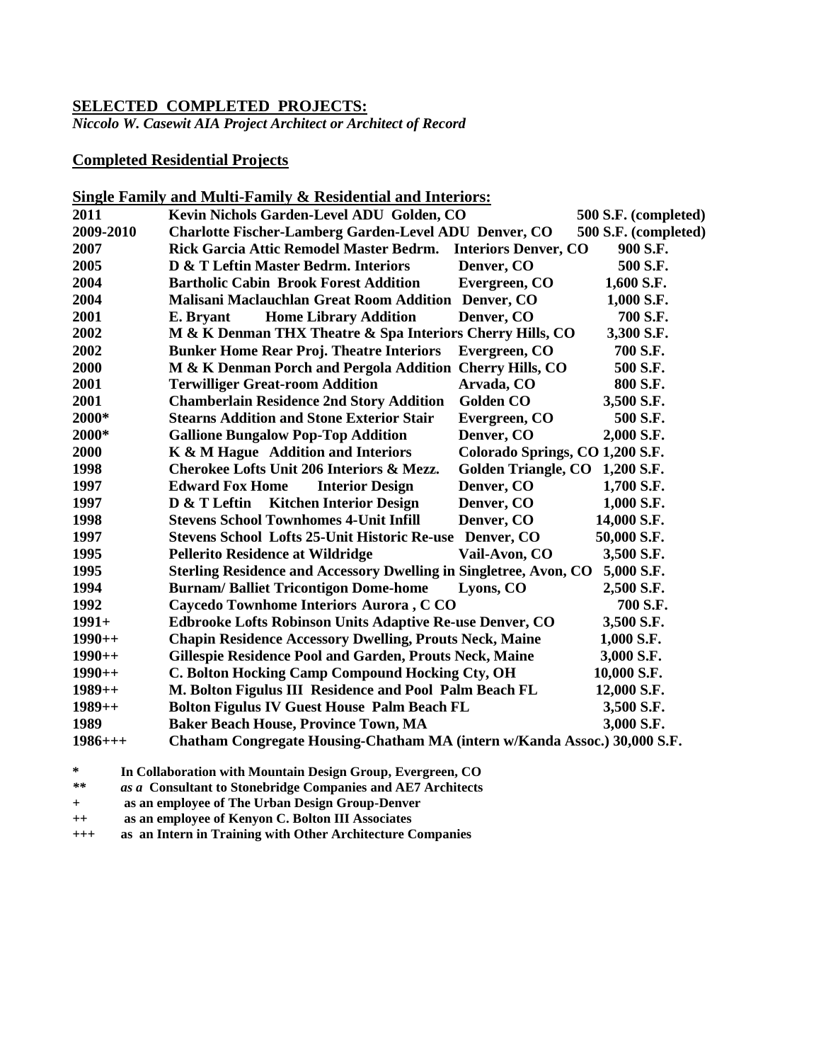## SELECTED COMPLETED PROJECTS:

*Niccolo W. Casewit AIA Project Architect or Architect of Record*

### Completed Residential Projects

#### Single Family and Multi-Family & Residential and Interiors:

| Year | Project | Location | Size |
|---|---|---|---|
| 2011 | Kevin Nichols Garden-Level ADU | Golden, CO | 500 S.F. (completed) |
| 2009-2010 | Charlotte Fischer-Lamberg Garden-Level ADU | Denver, CO | 500 S.F. (completed) |
| 2007 | Rick Garcia Attic Remodel Master Bedrm. Interiors | Denver, CO | 900 S.F. |
| 2005 | D & T Leftin Master Bedrm. Interiors | Denver, CO | 500 S.F. |
| 2004 | Bartholic Cabin Brook Forest Addition | Evergreen, CO | 1,600 S.F. |
| 2004 | Malisani Maclauchlan Great Room Addition | Denver, CO | 1,000 S.F. |
| 2001 | E. Bryant Home Library Addition | Denver, CO | 700 S.F. |
| 2002 | M & K Denman THX Theatre & Spa Interiors | Cherry Hills, CO | 3,300 S.F. |
| 2002 | Bunker Home Rear Proj. Theatre Interiors | Evergreen, CO | 700 S.F. |
| 2000 | M & K Denman Porch and Pergola Addition | Cherry Hills, CO | 500 S.F. |
| 2001 | Terwilliger Great-room Addition | Arvada, CO | 800 S.F. |
| 2001 | Chamberlain Residence 2nd Story Addition | Golden CO | 3,500 S.F. |
| 2000* | Stearns Addition and Stone Exterior Stair | Evergreen, CO | 500 S.F. |
| 2000* | Gallione Bungalow Pop-Top Addition | Denver, CO | 2,000 S.F. |
| 2000 | K & M Hague Addition and Interiors | Colorado Springs, CO | 1,200 S.F. |
| 1998 | Cherokee Lofts Unit 206 Interiors & Mezz. | Golden Triangle, CO | 1,200 S.F. |
| 1997 | Edward Fox Home Interior Design | Denver, CO | 1,700 S.F. |
| 1997 | D & T Leftin Kitchen Interior Design | Denver, CO | 1,000 S.F. |
| 1998 | Stevens School Townhomes 4-Unit Infill | Denver, CO | 14,000 S.F. |
| 1997 | Stevens School Lofts 25-Unit Historic Re-use | Denver, CO | 50,000 S.F. |
| 1995 | Pellerito Residence at Wildridge | Vail-Avon, CO | 3,500 S.F. |
| 1995 | Sterling Residence and Accessory Dwelling in Singletree, | Avon, CO | 5,000 S.F. |
| 1994 | Burnam/ Balliet Tricontigon Dome-home | Lyons, CO | 2,500 S.F. |
| 1992 | Caycedo Townhome Interiors | Aurora , C CO | 700 S.F. |
| 1991+ | Edbrooke Lofts Robinson Units Adaptive Re-use | Denver, CO | 3,500 S.F. |
| 1990++ | Chapin Residence Accessory Dwelling, | Prouts Neck, Maine | 1,000 S.F. |
| 1990++ | Gillespie Residence Pool and Garden, | Prouts Neck, Maine | 3,000 S.F. |
| 1990++ | C. Bolton Hocking Camp Compound | Hocking Cty, OH | 10,000 S.F. |
| 1989++ | M. Bolton Figulus III Residence and Pool | Palm Beach FL | 12,000 S.F. |
| 1989++ | Bolton Figulus IV Guest House | Palm Beach FL | 3,500 S.F. |
| 1989 | Baker Beach House, | Province Town, MA | 3,000 S.F. |
| 1986+++ | Chatham Congregate Housing-Chatham MA (intern w/Kanda Assoc.) | | 30,000 S.F. |

**\*** In Collaboration with Mountain Design Group, Evergreen, CO
**\*\*** *as a* Consultant to Stonebridge Companies and AE7 Architects
**+** as an employee of The Urban Design Group-Denver
**++** as an employee of Kenyon C. Bolton III Associates
**+++** as an Intern in Training with Other Architecture Companies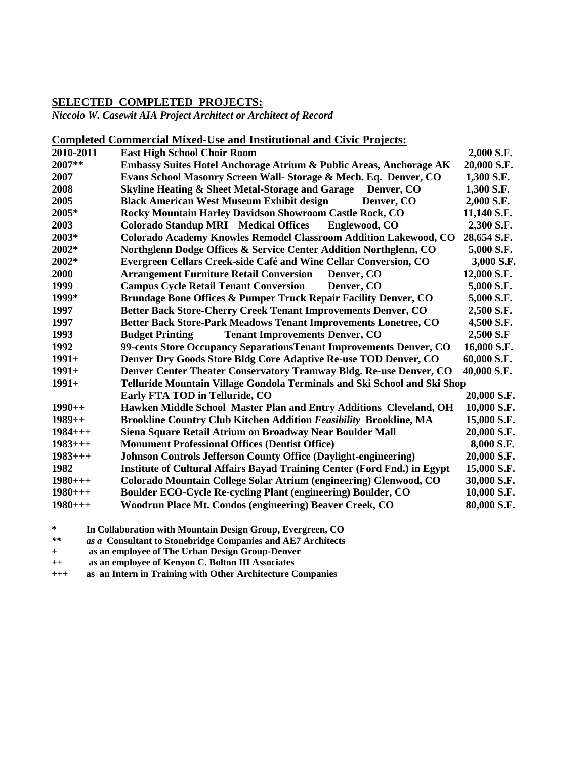## SELECTED COMPLETED PROJECTS:

*Niccolo W. Casewit AIA Project Architect or Architect of Record*

### Completed Commercial Mixed-Use and Institutional and Civic Projects:

| Year | Project | Area |
|---|---|---|
| 2010-2011 | East High School Choir Room | 2,000 S.F. |
| 2007** | Embassy Suites Hotel Anchorage Atrium & Public Areas, Anchorage AK | 20,000 S.F. |
| 2007 | Evans School Masonry Screen Wall- Storage & Mech. Eq. Denver, CO | 1,300 S.F. |
| 2008 | Skyline Heating & Sheet Metal-Storage and Garage Denver, CO | 1,300 S.F. |
| 2005 | Black American West Museum Exhibit design Denver, CO | 2,000 S.F. |
| 2005* | Rocky Mountain Harley Davidson Showroom Castle Rock, CO | 11,140 S.F. |
| 2003 | Colorado Standup MRI Medical Offices Englewood, CO | 2,300 S.F. |
| 2003* | Colorado Academy Knowles Remodel Classroom Addition Lakewood, CO | 28,654 S.F. |
| 2002* | Northglenn Dodge Offices & Service Center Addition Northglenn, CO | 5,000 S.F. |
| 2002* | Evergreen Cellars Creek-side Café and Wine Cellar Conversion, CO | 3,000 S.F. |
| 2000 | Arrangement Furniture Retail Conversion Denver, CO | 12,000 S.F. |
| 1999 | Campus Cycle Retail Tenant Conversion Denver, CO | 5,000 S.F. |
| 1999* | Brundage Bone Offices & Pumper Truck Repair Facility Denver, CO | 5,000 S.F. |
| 1997 | Better Back Store-Cherry Creek Tenant Improvements Denver, CO | 2,500 S.F. |
| 1997 | Better Back Store-Park Meadows Tenant Improvements Lonetree, CO | 4,500 S.F. |
| 1993 | Budget Printing Tenant Improvements Denver, CO | 2,500 S.F |
| 1992 | 99-cents Store Occupancy SeparationsTenant Improvements Denver, CO | 16,000 S.F. |
| 1991+ | Denver Dry Goods Store Bldg Core Adaptive Re-use TOD Denver, CO | 60,000 S.F. |
| 1991+ | Denver Center Theater Conservatory Tramway Bldg. Re-use Denver, CO | 40,000 S.F. |
| 1991+ | Telluride Mountain Village Gondola Terminals and Ski School and Ski Shop Early FTA TOD in Telluride, CO | 20,000 S.F. |
| 1990++ | Hawken Middle School Master Plan and Entry Additions Cleveland, OH | 10,000 S.F. |
| 1989++ | Brookline Country Club Kitchen Addition *Feasibility* Brookline, MA | 15,000 S.F. |
| 1984+++ | Siena Square Retail Atrium on Broadway Near Boulder Mall | 20,000 S.F. |
| 1983+++ | Monument Professional Offices (Dentist Office) | 8,000 S.F. |
| 1983+++ | Johnson Controls Jefferson County Office (Daylight-engineering) | 20,000 S.F. |
| 1982 | Institute of Cultural Affairs Bayad Training Center (Ford Fnd.) in Egypt | 15,000 S.F. |
| 1980+++ | Colorado Mountain College Solar Atrium (engineering) Glenwood, CO | 30,000 S.F. |
| 1980+++ | Boulder ECO-Cycle Re-cycling Plant (engineering) Boulder, CO | 10,000 S.F. |
| 1980+++ | Woodrun Place Mt. Condos (engineering) Beaver Creek, CO | 80,000 S.F. |

\* In Collaboration with Mountain Design Group, Evergreen, CO

\*\* *as a* Consultant to Stonebridge Companies and AE7 Architects

\+ as an employee of The Urban Design Group-Denver

++ as an employee of Kenyon C. Bolton III Associates

+++ as an Intern in Training with Other Architecture Companies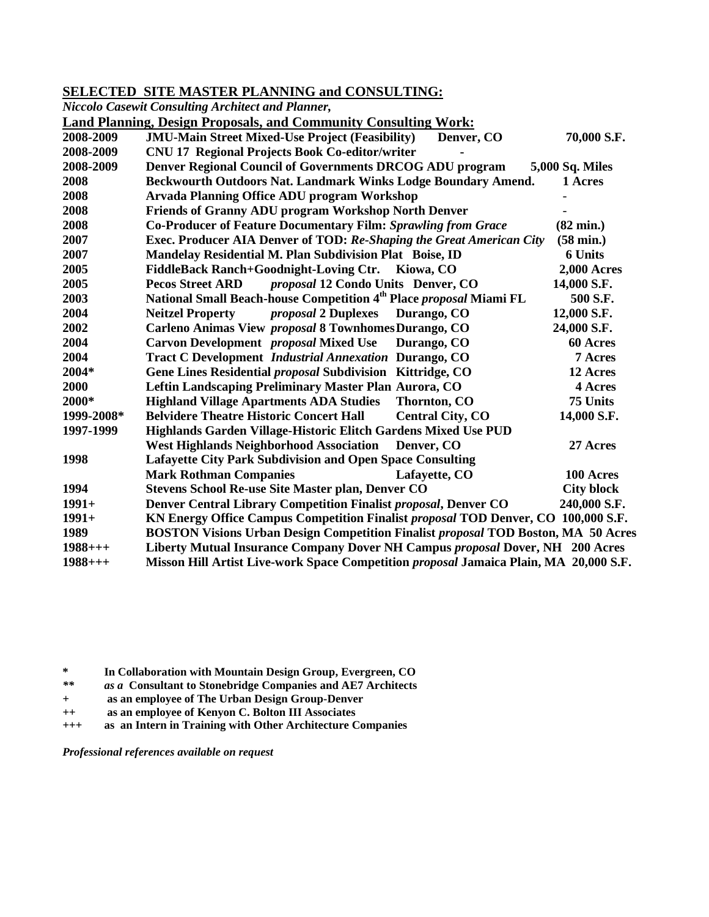## SELECTED SITE MASTER PLANNING and CONSULTING:

***Niccolo Casewit Consulting Architect and Planner,***

**Land Planning, Design Proposals, and Community Consulting Work:**

| | | | |
|---|---|---|---|
| **2008-2009** | **JMU-Main Street Mixed-Use Project (Feasibility)** | **Denver, CO** | **70,000 S.F.** |
| **2008-2009** | **CNU 17 Regional Projects Book Co-editor/writer** | | **-** |
| **2008-2009** | **Denver Regional Council of Governments DRCOG ADU program** | | **5,000 Sq. Miles** |
| **2008** | **Beckwourth Outdoors Nat. Landmark Winks Lodge Boundary Amend.** | | **1 Acres** |
| **2008** | **Arvada Planning Office ADU program Workshop** | | **-** |
| **2008** | **Friends of Granny ADU program Workshop North Denver** | | **-** |
| **2008** | **Co-Producer of Feature Documentary Film: *Sprawling from Grace*** | | **(82 min.)** |
| **2007** | **Exec. Producer AIA Denver of TOD: *Re-Shaping the Great American City*** | | **(58 min.)** |
| **2007** | **Mandelay Residential M. Plan Subdivision Plat** | **Boise, ID** | **6 Units** |
| **2005** | **FiddleBack Ranch+Goodnight-Loving Ctr.** | **Kiowa, CO** | **2,000 Acres** |
| **2005** | **Pecos Street ARD *proposal* 12 Condo Units** | **Denver, CO** | **14,000 S.F.** |
| **2003** | **National Small Beach-house Competition 4th Place *proposal*** | **Miami FL** | **500 S.F.** |
| **2004** | **Neitzel Property *proposal* 2 Duplexes** | **Durango, CO** | **12,000 S.F.** |
| **2002** | **Carleno Animas View *proposal* 8 Townhomes** | **Durango, CO** | **24,000 S.F.** |
| **2004** | **Carvon Development *proposal* Mixed Use** | **Durango, CO** | **60 Acres** |
| **2004** | **Tract C Development *Industrial Annexation*** | **Durango, CO** | **7 Acres** |
| **2004*** | **Gene Lines Residential *proposal* Subdivision** | **Kittridge, CO** | **12 Acres** |
| **2000** | **Leftin Landscaping Preliminary Master Plan** | **Aurora, CO** | **4 Acres** |
| **2000*** | **Highland Village Apartments ADA Studies** | **Thornton, CO** | **75 Units** |
| **1999-2008*** | **Belvidere Theatre Historic Concert Hall** | **Central City, CO** | **14,000 S.F.** |
| **1997-1999** | **Highlands Garden Village-Historic Elitch Gardens Mixed Use PUD** | | |
| | **West Highlands Neighborhood Association** | **Denver, CO** | **27 Acres** |
| **1998** | **Lafayette City Park Subdivision and Open Space Consulting** | | |
| | **Mark Rothman Companies** | **Lafayette, CO** | **100 Acres** |
| **1994** | **Stevens School Re-use Site Master plan, Denver CO** | | **City block** |
| **1991+** | **Denver Central Library Competition Finalist *proposal*, Denver CO** | | **240,000 S.F.** |
| **1991+** | **KN Energy Office Campus Competition Finalist *proposal* TOD Denver, CO** | | **100,000 S.F.** |
| **1989** | **BOSTON Visions Urban Design Competition Finalist *proposal* TOD Boston, MA** | | **50 Acres** |
| **1988+++** | **Liberty Mutual Insurance Company Dover NH Campus *proposal* Dover, NH** | | **200 Acres** |
| **1988+++** | **Misson Hill Artist Live-work Space Competition *proposal* Jamaica Plain, MA** | | **20,000 S.F.** |

**\*** **In Collaboration with Mountain Design Group, Evergreen, CO**

***\*\**** ***as a*** **Consultant to Stonebridge Companies and AE7 Architects**

**+** **as an employee of The Urban Design Group-Denver**

**++** **as an employee of Kenyon C. Bolton III Associates**

**+++** **as an Intern in Training with Other Architecture Companies**

***Professional references available on request***